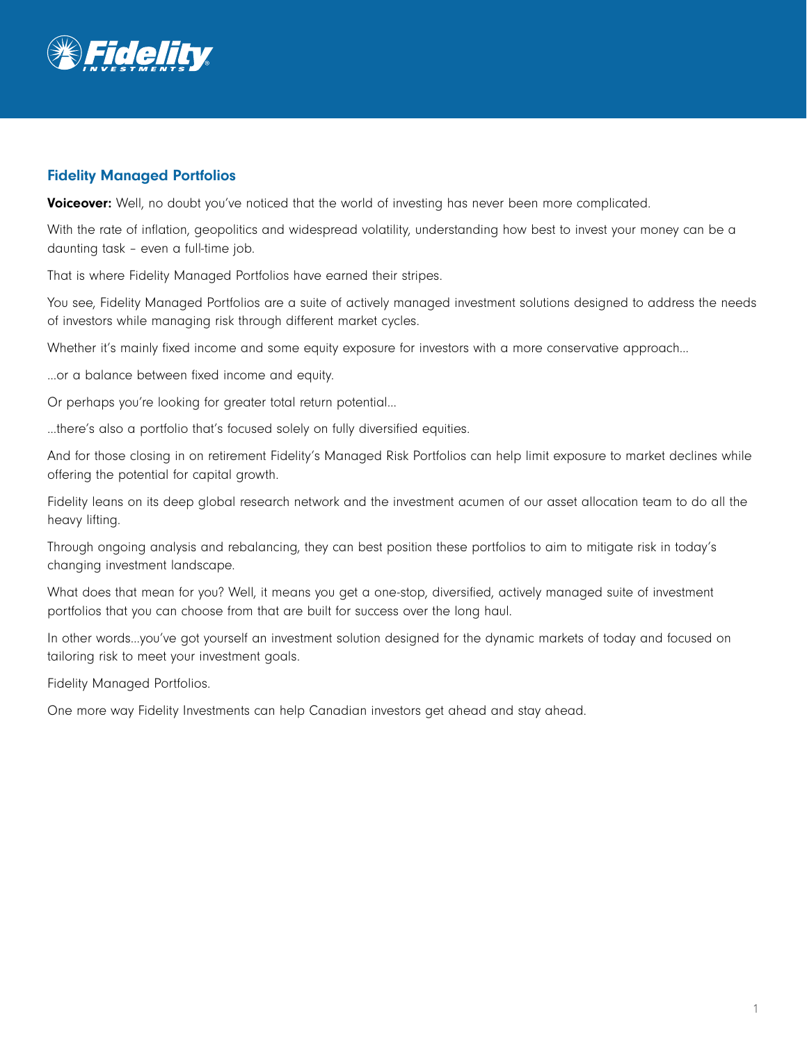## Fidelity Managed Portfolios

**Voiceover:** Well, no doubt you've noticed that the world of investing has never been more complicated.

With the rate of inflation, geopolitics and widespread volatility, understanding how best to invest your money can be a daunting task – even a full-time job.

That is where Fidelity Managed Portfolios have earned their stripes.

You see, Fidelity Managed Portfolios are a suite of actively managed investment solutions designed to address the needs of investors while managing risk through different market cycles.

Whether it's mainly fixed income and some equity exposure for investors with a more conservative approach...

...or a balance between fixed income and equity.

Or perhaps you're looking for greater total return potential...

...there's also a portfolio that's focused solely on fully diversified equities.

And for those closing in on retirement Fidelity's Managed Risk Portfolios can help limit exposure to market declines while offering the potential for capital growth.

Fidelity leans on its deep global research network and the investment acumen of our asset allocation team to do all the heavy lifting.

Through ongoing analysis and rebalancing, they can best position these portfolios to aim to mitigate risk in today's changing investment landscape.

What does that mean for you? Well, it means you get a one-stop, diversified, actively managed suite of investment portfolios that you can choose from that are built for success over the long haul.

In other words...you've got yourself an investment solution designed for the dynamic markets of today and focused on tailoring risk to meet your investment goals.

Fidelity Managed Portfolios.

One more way Fidelity Investments can help Canadian investors get ahead and stay ahead.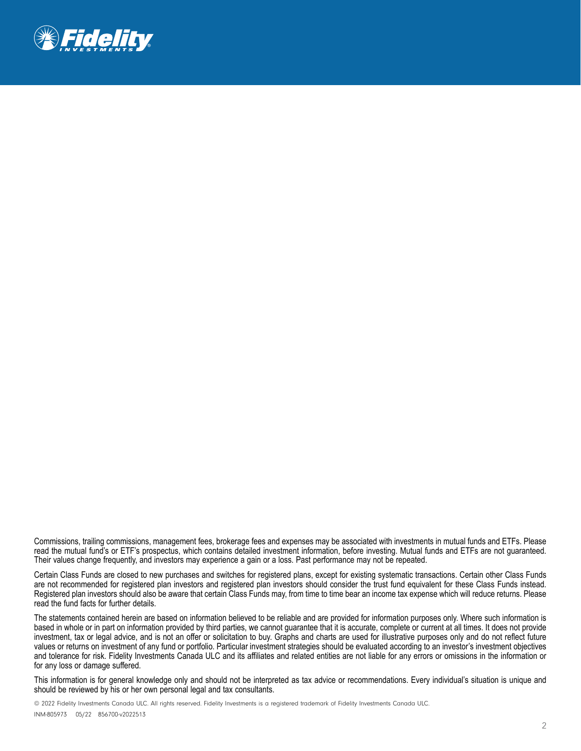Commissions, trailing commissions, management fees, brokerage fees and expenses may be associated with investments in mutual funds and ETFs. Please read the mutual fund's or ETF's prospectus, which contains detailed investment information, before investing. Mutual funds and ETFs are not guaranteed. Their values change frequently, and investors may experience a gain or a loss. Past performance may not be repeated.

Certain Class Funds are closed to new purchases and switches for registered plans, except for existing systematic transactions. Certain other Class Funds are not recommended for registered plan investors and registered plan investors should consider the trust fund equivalent for these Class Funds instead. Registered plan investors should also be aware that certain Class Funds may, from time to time bear an income tax expense which will reduce returns. Please read the fund facts for further details.

The statements contained herein are based on information believed to be reliable and are provided for information purposes only. Where such information is based in whole or in part on information provided by third parties, we cannot guarantee that it is accurate, complete or current at all times. It does not provide investment, tax or legal advice, and is not an offer or solicitation to buy. Graphs and charts are used for illustrative purposes only and do not reflect future values or returns on investment of any fund or portfolio. Particular investment strategies should be evaluated according to an investor's investment objectives and tolerance for risk. Fidelity Investments Canada ULC and its affiliates and related entities are not liable for any errors or omissions in the information or for any loss or damage suffered.

This information is for general knowledge only and should not be interpreted as tax advice or recommendations. Every individual's situation is unique and should be reviewed by his or her own personal legal and tax consultants.

© 2022 Fidelity Investments Canada ULC. All rights reserved. Fidelity Investments is a registered trademark of Fidelity Investments Canada ULC.

INM-805973 05/22 856700-v2022513